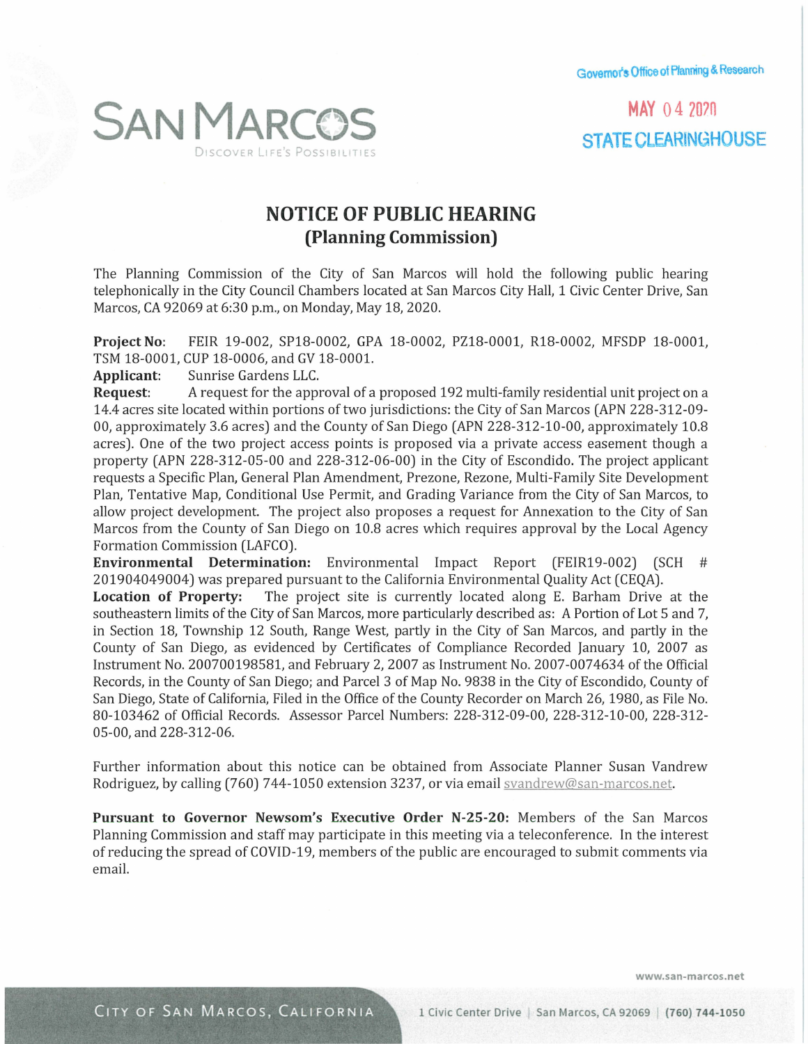SAN MARCOS

DISCOVER LIFE'S POSSIBILITIES

Governor's Office of Planning & Research

MAY 04 2020

STATE CLEARINGHOUSE

# NOTICE OF PUBLIC HEARING
## (Planning Commission)

The Planning Commission of the City of San Marcos will hold the following public hearing telephonically in the City Council Chambers located at San Marcos City Hall, 1 Civic Center Drive, San Marcos, CA 92069 at 6:30 p.m., on Monday, May 18, 2020.

**Project No**: FEIR 19-002, SP18-0002, GPA 18-0002, PZ18-0001, R18-0002, MFSDP 18-0001, TSM 18-0001, CUP 18-0006, and GV 18-0001.

**Applicant**: Sunrise Gardens LLC.

**Request**: A request for the approval of a proposed 192 multi-family residential unit project on a 14.4 acres site located within portions of two jurisdictions: the City of San Marcos (APN 228-312-09-00, approximately 3.6 acres) and the County of San Diego (APN 228-312-10-00, approximately 10.8 acres). One of the two project access points is proposed via a private access easement though a property (APN 228-312-05-00 and 228-312-06-00) in the City of Escondido. The project applicant requests a Specific Plan, General Plan Amendment, Prezone, Rezone, Multi-Family Site Development Plan, Tentative Map, Conditional Use Permit, and Grading Variance from the City of San Marcos, to allow project development. The project also proposes a request for Annexation to the City of San Marcos from the County of San Diego on 10.8 acres which requires approval by the Local Agency Formation Commission (LAFCO).

**Environmental Determination:** Environmental Impact Report (FEIR19-002) (SCH # 201904049004) was prepared pursuant to the California Environmental Quality Act (CEQA).

**Location of Property:** The project site is currently located along E. Barham Drive at the southeastern limits of the City of San Marcos, more particularly described as: A Portion of Lot 5 and 7, in Section 18, Township 12 South, Range West, partly in the City of San Marcos, and partly in the County of San Diego, as evidenced by Certificates of Compliance Recorded January 10, 2007 as Instrument No. 200700198581, and February 2, 2007 as Instrument No. 2007-0074634 of the Official Records, in the County of San Diego; and Parcel 3 of Map No. 9838 in the City of Escondido, County of San Diego, State of California, Filed in the Office of the County Recorder on March 26, 1980, as File No. 80-103462 of Official Records. Assessor Parcel Numbers: 228-312-09-00, 228-312-10-00, 228-312-05-00, and 228-312-06.

Further information about this notice can be obtained from Associate Planner Susan Vandrew Rodriguez, by calling (760) 744-1050 extension 3237, or via email svandrew@san-marcos.net.

**Pursuant to Governor Newsom's Executive Order N-25-20:** Members of the San Marcos Planning Commission and staff may participate in this meeting via a teleconference. In the interest of reducing the spread of COVID-19, members of the public are encouraged to submit comments via email.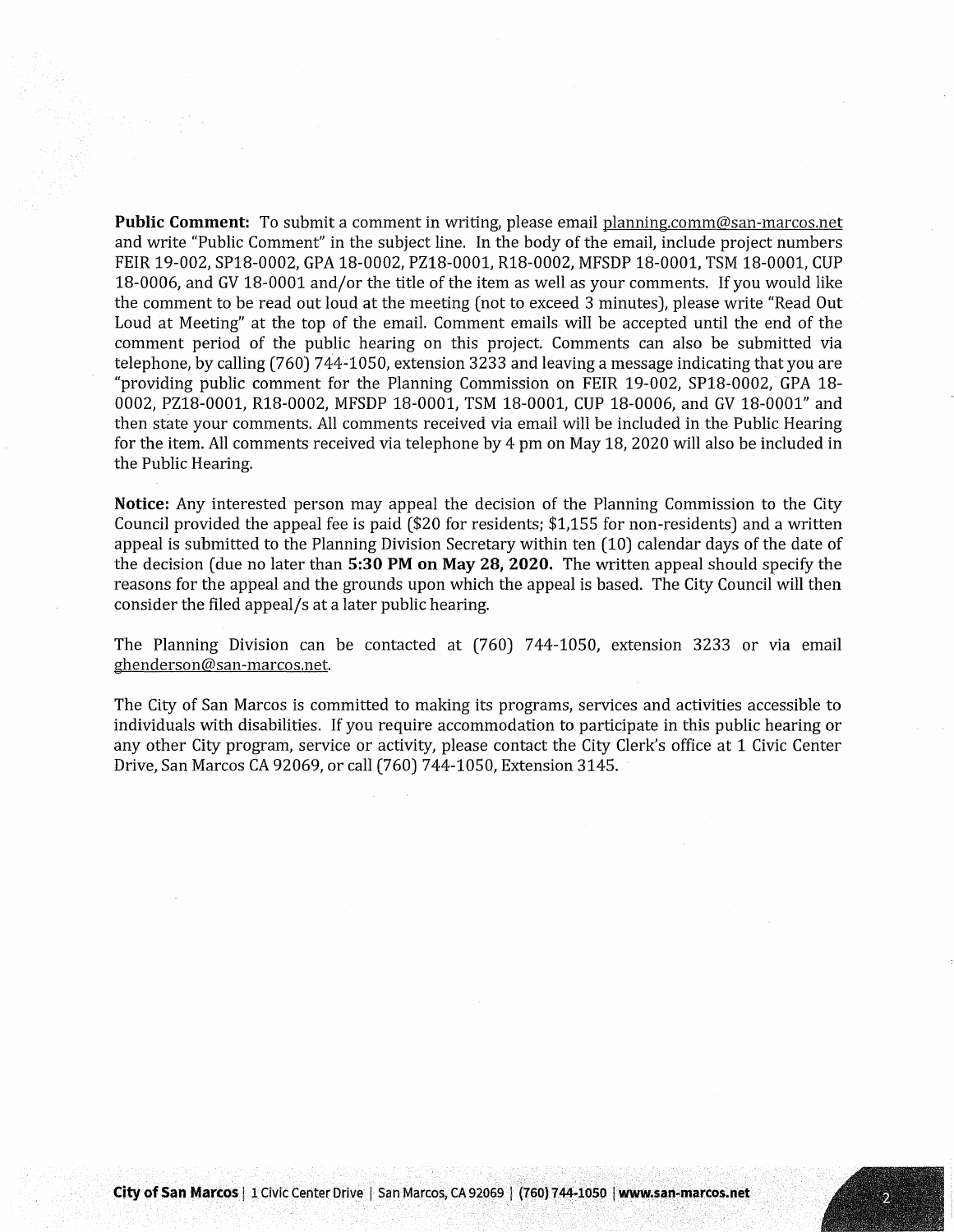**Public Comment:** To submit a comment in writing, please email planning.comm@san-marcos.net and write "Public Comment" in the subject line. In the body of the email, include project numbers FEIR 19-002, SP18-0002, GPA 18-0002, PZ18-0001, R18-0002, MFSDP 18-0001, TSM 18-0001, CUP 18-0006, and GV 18-0001 and/or the title of the item as well as your comments. If you would like the comment to be read out loud at the meeting (not to exceed 3 minutes), please write "Read Out Loud at Meeting" at the top of the email. Comment emails will be accepted until the end of the comment period of the public hearing on this project. Comments can also be submitted via telephone, by calling (760) 744-1050, extension 3233 and leaving a message indicating that you are "providing public comment for the Planning Commission on FEIR 19-002, SP18-0002, GPA 18-0002, PZ18-0001, R18-0002, MFSDP 18-0001, TSM 18-0001, CUP 18-0006, and GV 18-0001" and then state your comments. All comments received via email will be included in the Public Hearing for the item. All comments received via telephone by 4 pm on May 18, 2020 will also be included in the Public Hearing.

**Notice:** Any interested person may appeal the decision of the Planning Commission to the City Council provided the appeal fee is paid ($20 for residents; $1,155 for non-residents) and a written appeal is submitted to the Planning Division Secretary within ten (10) calendar days of the date of the decision (due no later than **5:30 PM on May 28, 2020.** The written appeal should specify the reasons for the appeal and the grounds upon which the appeal is based. The City Council will then consider the filed appeal/s at a later public hearing.

The Planning Division can be contacted at (760) 744-1050, extension 3233 or via email ghenderson@san-marcos.net.

The City of San Marcos is committed to making its programs, services and activities accessible to individuals with disabilities. If you require accommodation to participate in this public hearing or any other City program, service or activity, please contact the City Clerk's office at 1 Civic Center Drive, San Marcos CA 92069, or call (760) 744-1050, Extension 3145.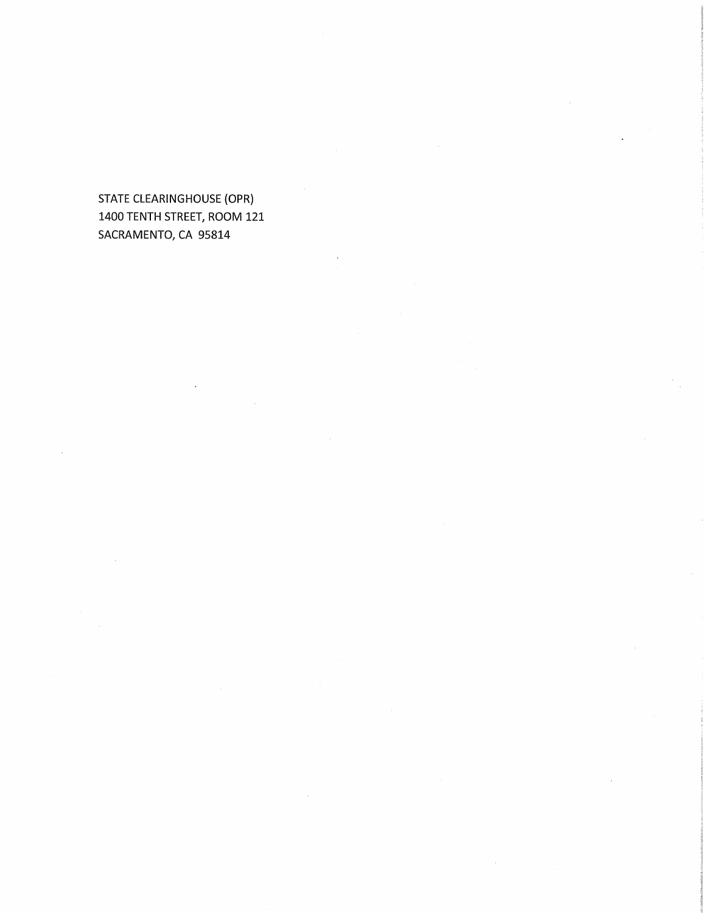STATE CLEARINGHOUSE (OPR)
1400 TENTH STREET, ROOM 121
SACRAMENTO, CA 95814